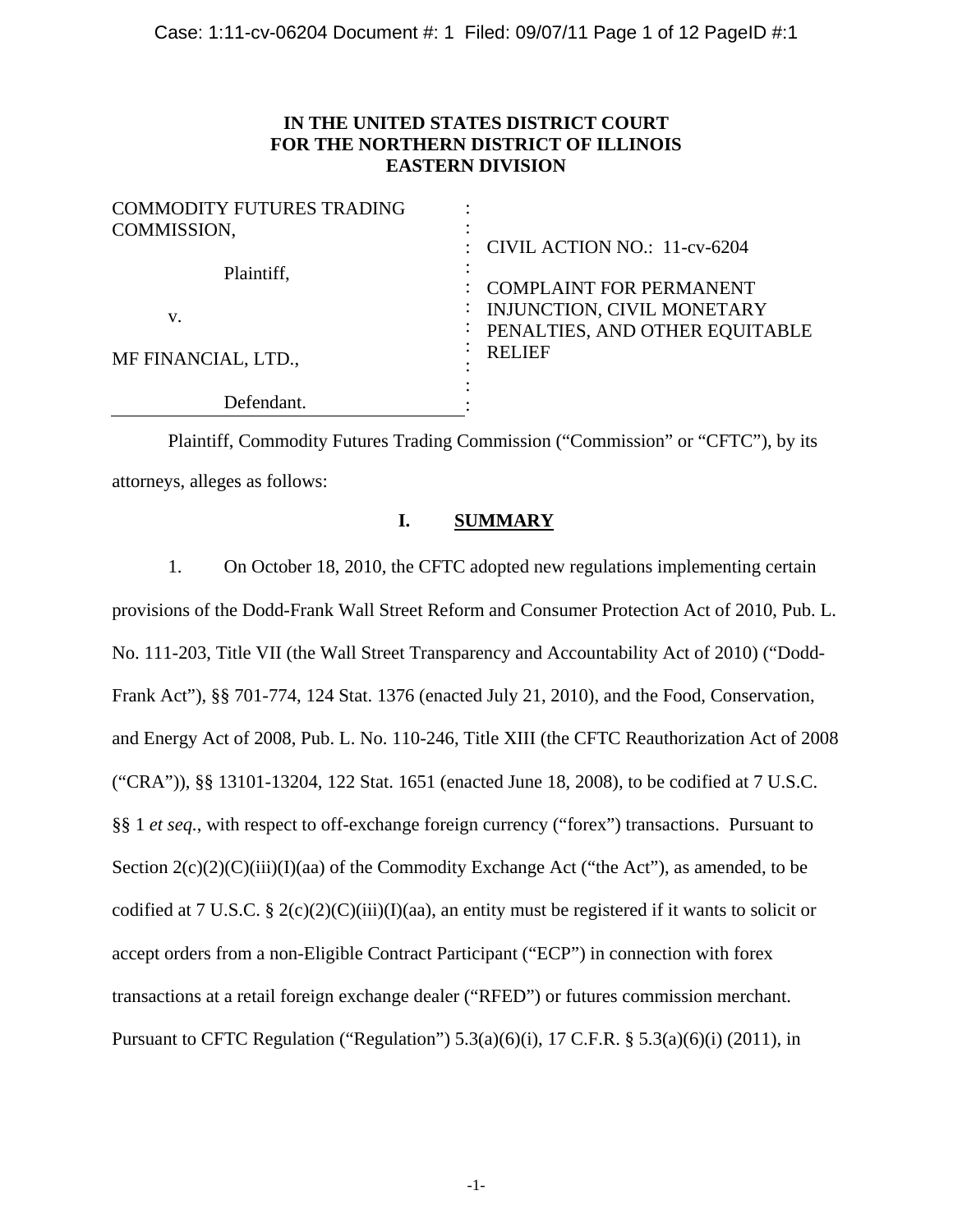**IN THE UNITED STATES DISTRICT COURT**
**FOR THE NORTHERN DISTRICT OF ILLINOIS**
**EASTERN DIVISION**

| | |
|---|---|
| COMMODITY FUTURES TRADING COMMISSION,<br><br>Plaintiff,<br><br>v.<br><br>MF FINANCIAL, LTD.,<br><br>Defendant. | CIVIL ACTION NO.: 11-cv-6204<br><br>COMPLAINT FOR PERMANENT INJUNCTION, CIVIL MONETARY PENALTIES, AND OTHER EQUITABLE RELIEF |

Plaintiff, Commodity Futures Trading Commission ("Commission" or "CFTC"), by its attorneys, alleges as follows:

## I. SUMMARY

1. On October 18, 2010, the CFTC adopted new regulations implementing certain provisions of the Dodd-Frank Wall Street Reform and Consumer Protection Act of 2010, Pub. L. No. 111-203, Title VII (the Wall Street Transparency and Accountability Act of 2010) ("Dodd-Frank Act"), §§ 701-774, 124 Stat. 1376 (enacted July 21, 2010), and the Food, Conservation, and Energy Act of 2008, Pub. L. No. 110-246, Title XIII (the CFTC Reauthorization Act of 2008 ("CRA")), §§ 13101-13204, 122 Stat. 1651 (enacted June 18, 2008), to be codified at 7 U.S.C. §§ 1 *et seq.*, with respect to off-exchange foreign currency ("forex") transactions. Pursuant to Section 2(c)(2)(C)(iii)(I)(aa) of the Commodity Exchange Act ("the Act"), as amended, to be codified at 7 U.S.C. § 2(c)(2)(C)(iii)(I)(aa), an entity must be registered if it wants to solicit or accept orders from a non-Eligible Contract Participant ("ECP") in connection with forex transactions at a retail foreign exchange dealer ("RFED") or futures commission merchant. Pursuant to CFTC Regulation ("Regulation") 5.3(a)(6)(i), 17 C.F.R. § 5.3(a)(6)(i) (2011), in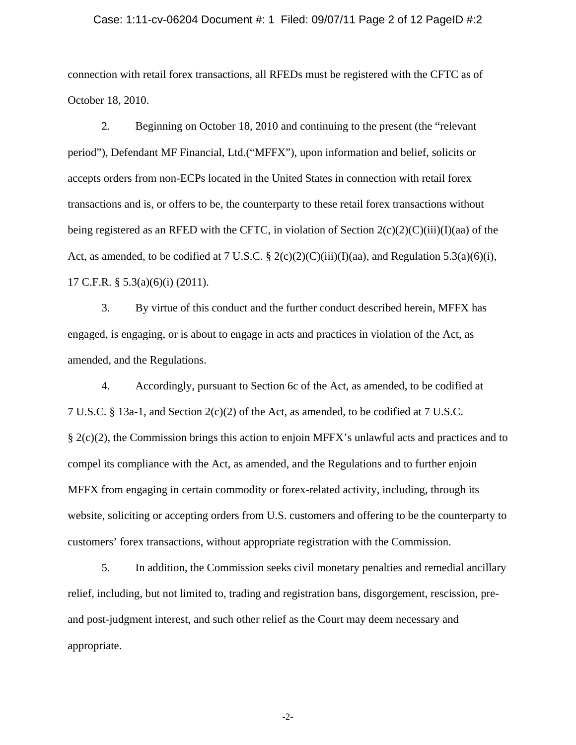connection with retail forex transactions, all RFEDs must be registered with the CFTC as of October 18, 2010.

2. Beginning on October 18, 2010 and continuing to the present (the "relevant period"), Defendant MF Financial, Ltd.("MFFX"), upon information and belief, solicits or accepts orders from non-ECPs located in the United States in connection with retail forex transactions and is, or offers to be, the counterparty to these retail forex transactions without being registered as an RFED with the CFTC, in violation of Section 2(c)(2)(C)(iii)(I)(aa) of the Act, as amended, to be codified at 7 U.S.C. § 2(c)(2)(C)(iii)(I)(aa), and Regulation 5.3(a)(6)(i), 17 C.F.R. § 5.3(a)(6)(i) (2011).

3. By virtue of this conduct and the further conduct described herein, MFFX has engaged, is engaging, or is about to engage in acts and practices in violation of the Act, as amended, and the Regulations.

4. Accordingly, pursuant to Section 6c of the Act, as amended, to be codified at 7 U.S.C. § 13a-1, and Section 2(c)(2) of the Act, as amended, to be codified at 7 U.S.C. § 2(c)(2), the Commission brings this action to enjoin MFFX's unlawful acts and practices and to compel its compliance with the Act, as amended, and the Regulations and to further enjoin MFFX from engaging in certain commodity or forex-related activity, including, through its website, soliciting or accepting orders from U.S. customers and offering to be the counterparty to customers' forex transactions, without appropriate registration with the Commission.

5. In addition, the Commission seeks civil monetary penalties and remedial ancillary relief, including, but not limited to, trading and registration bans, disgorgement, rescission, pre- and post-judgment interest, and such other relief as the Court may deem necessary and appropriate.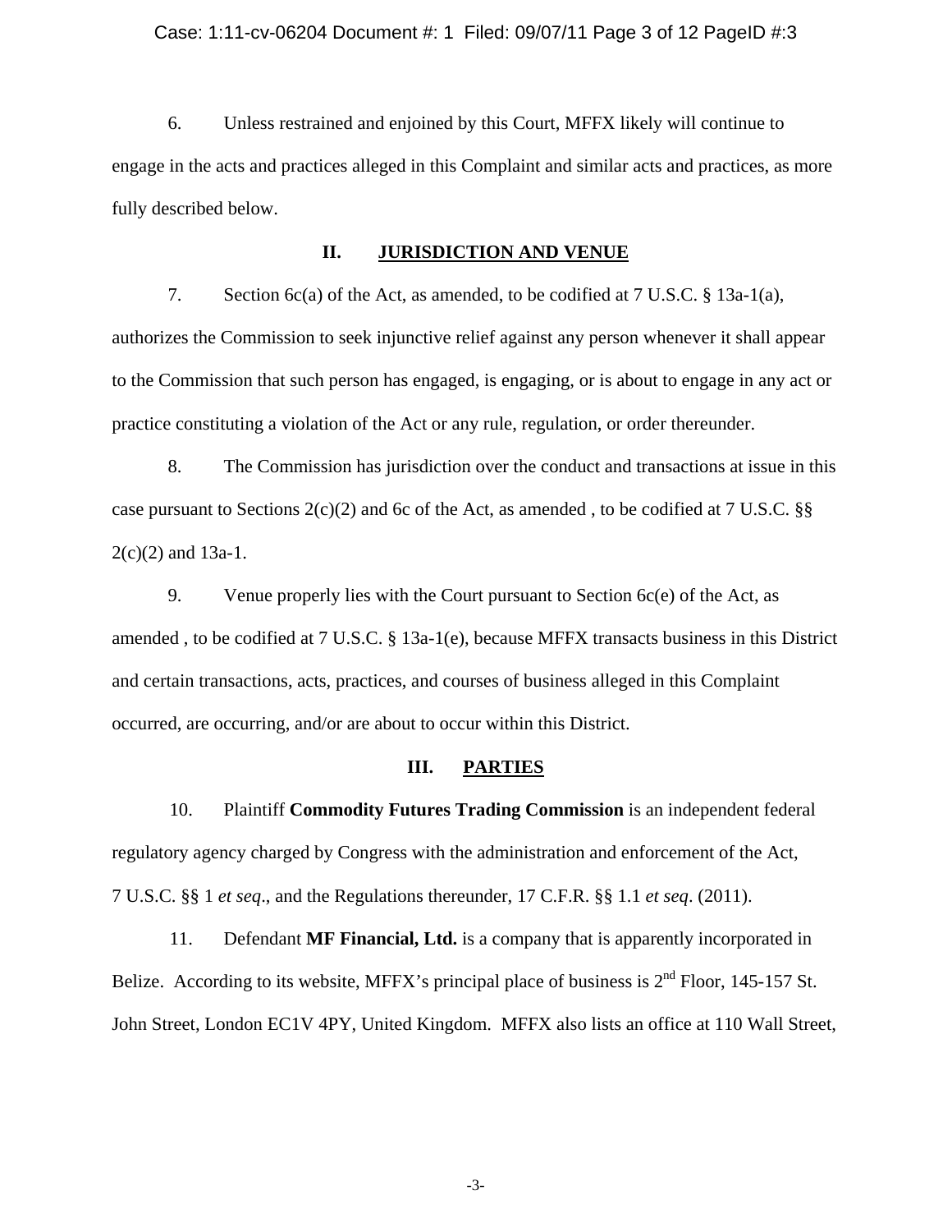6. Unless restrained and enjoined by this Court, MFFX likely will continue to engage in the acts and practices alleged in this Complaint and similar acts and practices, as more fully described below.

## II. JURISDICTION AND VENUE

7. Section 6c(a) of the Act, as amended, to be codified at 7 U.S.C. § 13a-1(a), authorizes the Commission to seek injunctive relief against any person whenever it shall appear to the Commission that such person has engaged, is engaging, or is about to engage in any act or practice constituting a violation of the Act or any rule, regulation, or order thereunder.

8. The Commission has jurisdiction over the conduct and transactions at issue in this case pursuant to Sections 2(c)(2) and 6c of the Act, as amended , to be codified at 7 U.S.C. §§ 2(c)(2) and 13a-1.

9. Venue properly lies with the Court pursuant to Section 6c(e) of the Act, as amended , to be codified at 7 U.S.C. § 13a-1(e), because MFFX transacts business in this District and certain transactions, acts, practices, and courses of business alleged in this Complaint occurred, are occurring, and/or are about to occur within this District.

## III. PARTIES

10. Plaintiff **Commodity Futures Trading Commission** is an independent federal regulatory agency charged by Congress with the administration and enforcement of the Act, 7 U.S.C. §§ 1 *et seq*., and the Regulations thereunder, 17 C.F.R. §§ 1.1 *et seq*. (2011).

11. Defendant **MF Financial, Ltd.** is a company that is apparently incorporated in Belize. According to its website, MFFX's principal place of business is 2nd Floor, 145-157 St. John Street, London EC1V 4PY, United Kingdom. MFFX also lists an office at 110 Wall Street,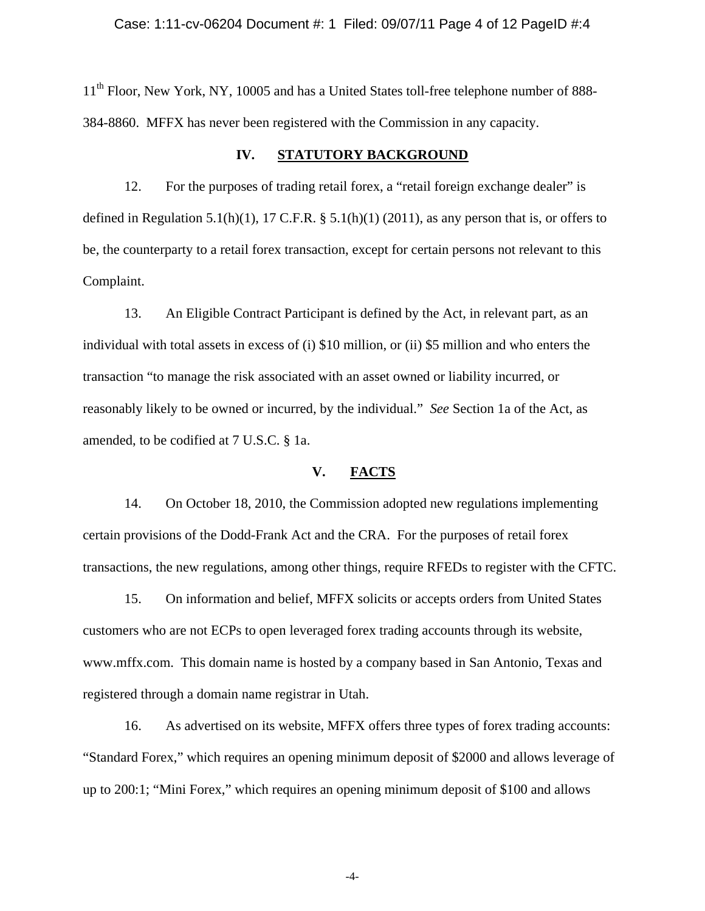11th Floor, New York, NY, 10005 and has a United States toll-free telephone number of 888-384-8860. MFFX has never been registered with the Commission in any capacity.

## IV. STATUTORY BACKGROUND

12. For the purposes of trading retail forex, a "retail foreign exchange dealer" is defined in Regulation 5.1(h)(1), 17 C.F.R. § 5.1(h)(1) (2011), as any person that is, or offers to be, the counterparty to a retail forex transaction, except for certain persons not relevant to this Complaint.

13. An Eligible Contract Participant is defined by the Act, in relevant part, as an individual with total assets in excess of (i) $10 million, or (ii) $5 million and who enters the transaction "to manage the risk associated with an asset owned or liability incurred, or reasonably likely to be owned or incurred, by the individual." *See* Section 1a of the Act, as amended, to be codified at 7 U.S.C. § 1a.

## V. FACTS

14. On October 18, 2010, the Commission adopted new regulations implementing certain provisions of the Dodd-Frank Act and the CRA. For the purposes of retail forex transactions, the new regulations, among other things, require RFEDs to register with the CFTC.

15. On information and belief, MFFX solicits or accepts orders from United States customers who are not ECPs to open leveraged forex trading accounts through its website, www.mffx.com. This domain name is hosted by a company based in San Antonio, Texas and registered through a domain name registrar in Utah.

16. As advertised on its website, MFFX offers three types of forex trading accounts: "Standard Forex," which requires an opening minimum deposit of $2000 and allows leverage of up to 200:1; "Mini Forex," which requires an opening minimum deposit of $100 and allows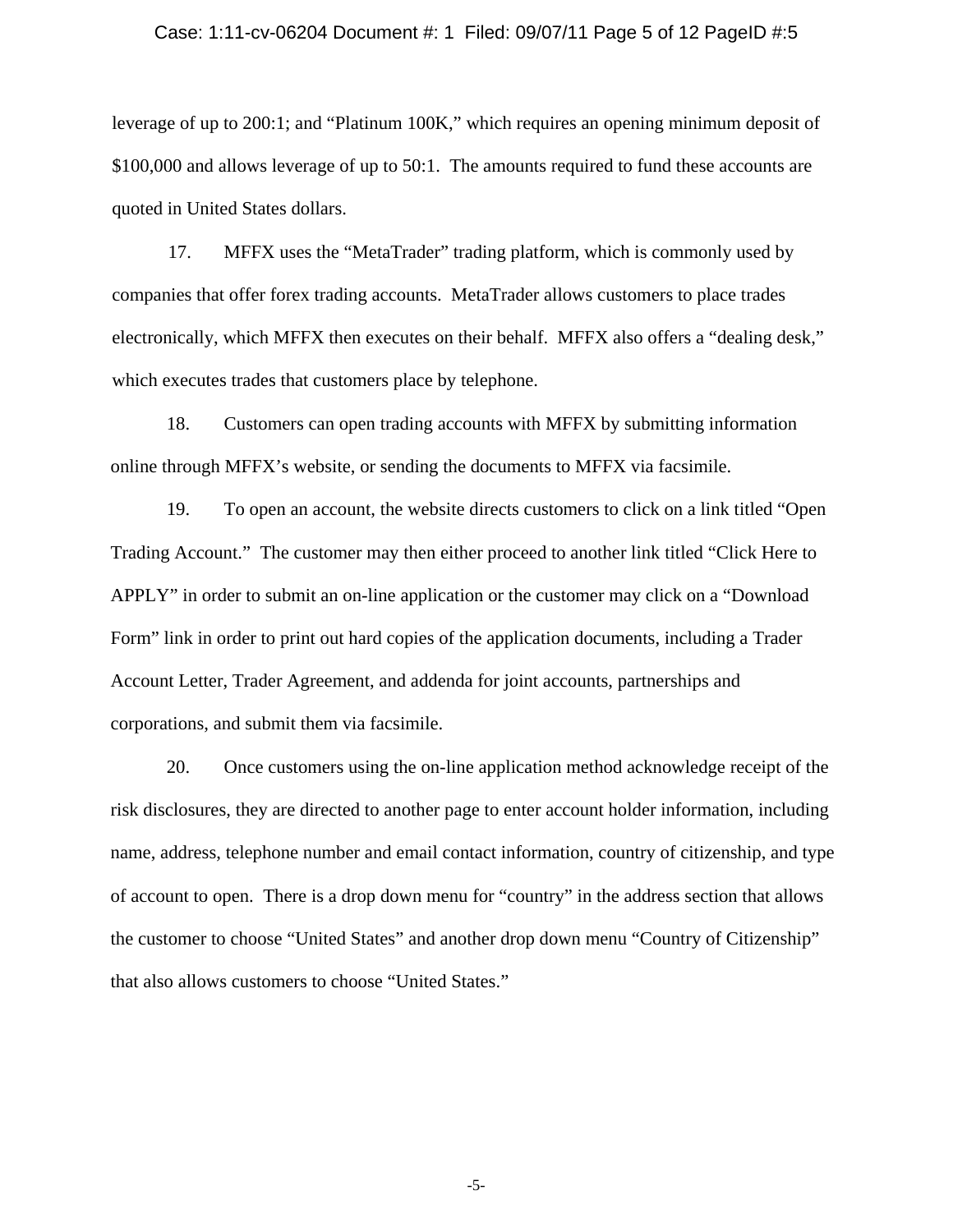leverage of up to 200:1; and "Platinum 100K," which requires an opening minimum deposit of $100,000 and allows leverage of up to 50:1. The amounts required to fund these accounts are quoted in United States dollars.

17. MFFX uses the "MetaTrader" trading platform, which is commonly used by companies that offer forex trading accounts. MetaTrader allows customers to place trades electronically, which MFFX then executes on their behalf. MFFX also offers a "dealing desk," which executes trades that customers place by telephone.

18. Customers can open trading accounts with MFFX by submitting information online through MFFX's website, or sending the documents to MFFX via facsimile.

19. To open an account, the website directs customers to click on a link titled "Open Trading Account." The customer may then either proceed to another link titled "Click Here to APPLY" in order to submit an on-line application or the customer may click on a "Download Form" link in order to print out hard copies of the application documents, including a Trader Account Letter, Trader Agreement, and addenda for joint accounts, partnerships and corporations, and submit them via facsimile.

20. Once customers using the on-line application method acknowledge receipt of the risk disclosures, they are directed to another page to enter account holder information, including name, address, telephone number and email contact information, country of citizenship, and type of account to open. There is a drop down menu for "country" in the address section that allows the customer to choose "United States" and another drop down menu "Country of Citizenship" that also allows customers to choose "United States."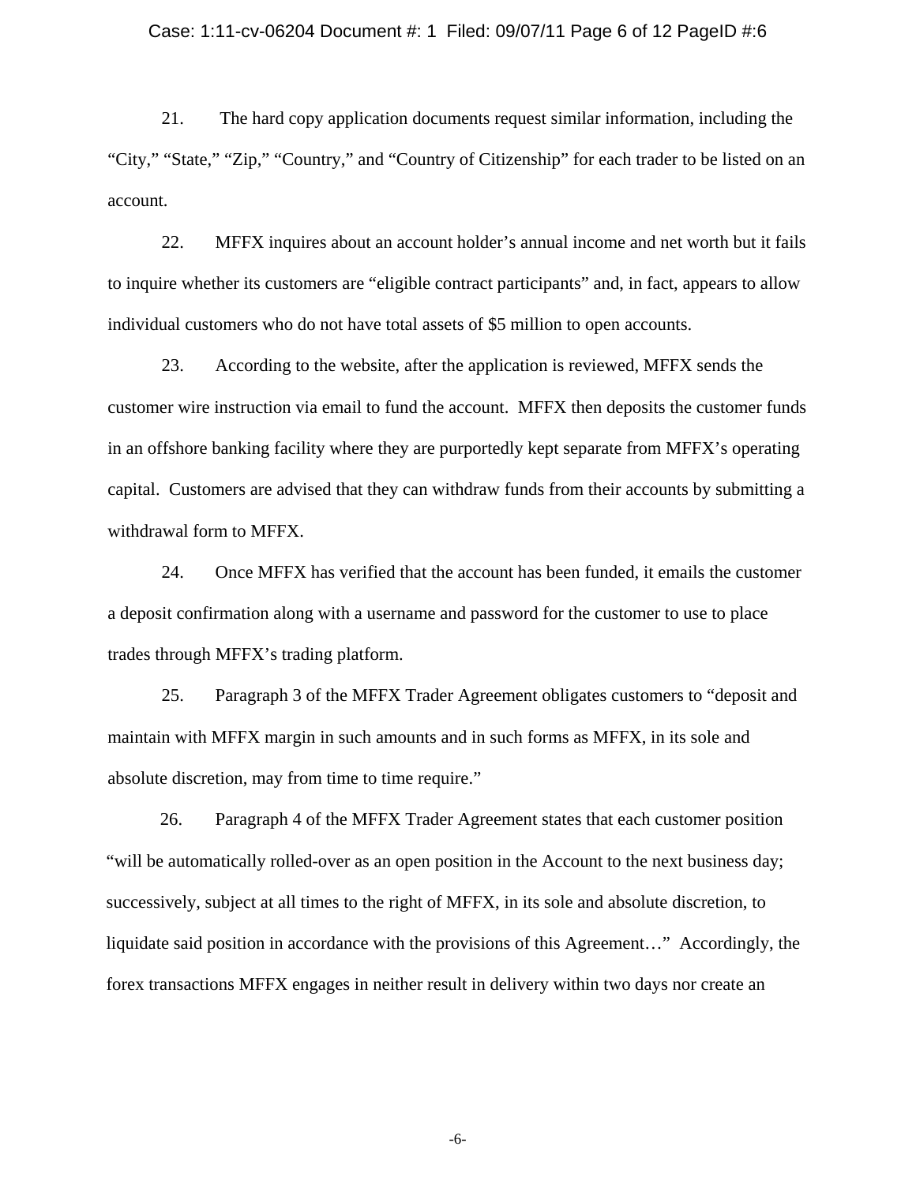21. The hard copy application documents request similar information, including the "City," "State," "Zip," "Country," and "Country of Citizenship" for each trader to be listed on an account.

22. MFFX inquires about an account holder's annual income and net worth but it fails to inquire whether its customers are "eligible contract participants" and, in fact, appears to allow individual customers who do not have total assets of $5 million to open accounts.

23. According to the website, after the application is reviewed, MFFX sends the customer wire instruction via email to fund the account. MFFX then deposits the customer funds in an offshore banking facility where they are purportedly kept separate from MFFX's operating capital. Customers are advised that they can withdraw funds from their accounts by submitting a withdrawal form to MFFX.

24. Once MFFX has verified that the account has been funded, it emails the customer a deposit confirmation along with a username and password for the customer to use to place trades through MFFX's trading platform.

25. Paragraph 3 of the MFFX Trader Agreement obligates customers to "deposit and maintain with MFFX margin in such amounts and in such forms as MFFX, in its sole and absolute discretion, may from time to time require."

26. Paragraph 4 of the MFFX Trader Agreement states that each customer position "will be automatically rolled-over as an open position in the Account to the next business day; successively, subject at all times to the right of MFFX, in its sole and absolute discretion, to liquidate said position in accordance with the provisions of this Agreement…" Accordingly, the forex transactions MFFX engages in neither result in delivery within two days nor create an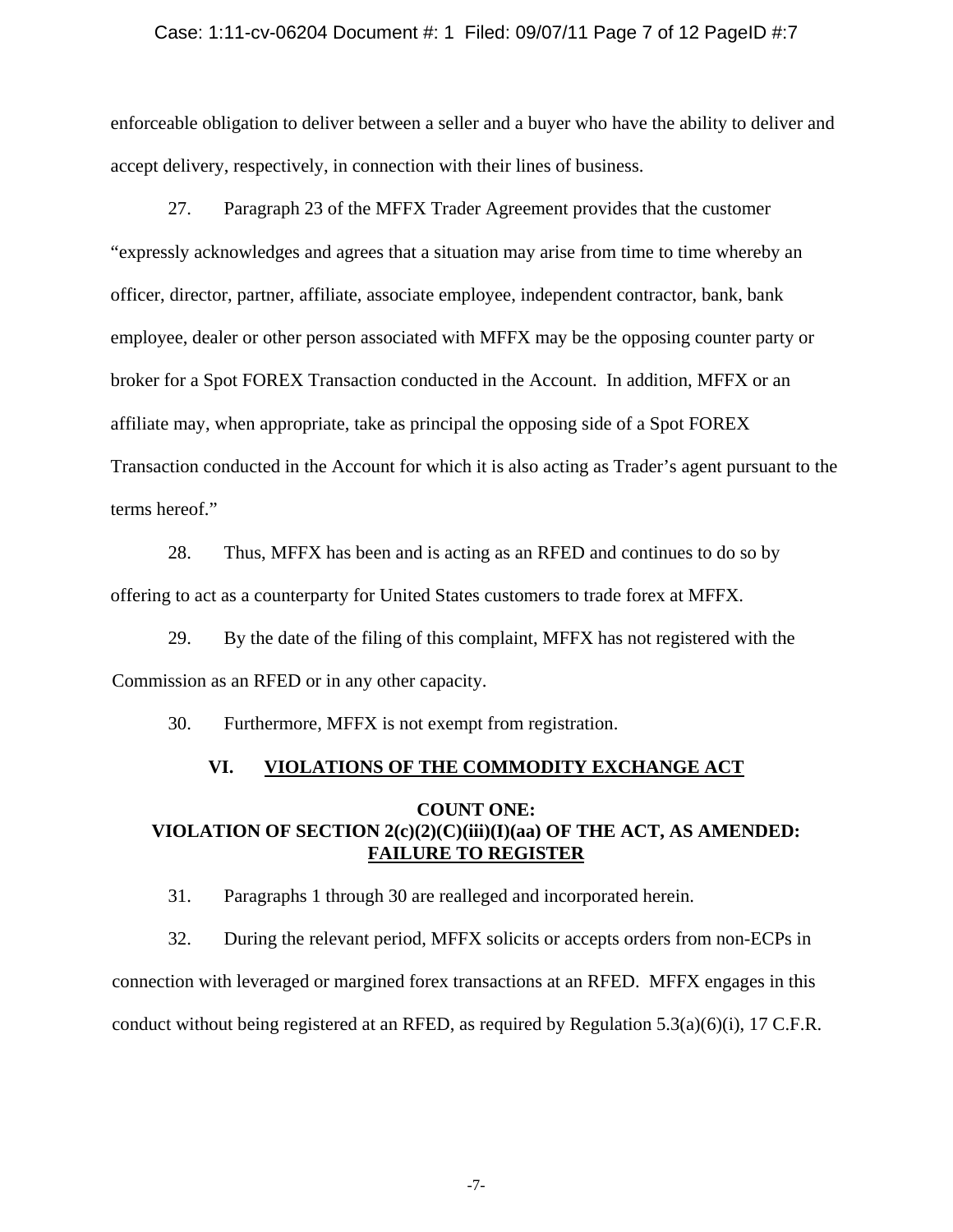enforceable obligation to deliver between a seller and a buyer who have the ability to deliver and accept delivery, respectively, in connection with their lines of business.

27. Paragraph 23 of the MFFX Trader Agreement provides that the customer "expressly acknowledges and agrees that a situation may arise from time to time whereby an officer, director, partner, affiliate, associate employee, independent contractor, bank, bank employee, dealer or other person associated with MFFX may be the opposing counter party or broker for a Spot FOREX Transaction conducted in the Account. In addition, MFFX or an affiliate may, when appropriate, take as principal the opposing side of a Spot FOREX Transaction conducted in the Account for which it is also acting as Trader's agent pursuant to the terms hereof."

28. Thus, MFFX has been and is acting as an RFED and continues to do so by offering to act as a counterparty for United States customers to trade forex at MFFX.

29. By the date of the filing of this complaint, MFFX has not registered with the Commission as an RFED or in any other capacity.

30. Furthermore, MFFX is not exempt from registration.

## VI. VIOLATIONS OF THE COMMODITY EXCHANGE ACT

### COUNT ONE: VIOLATION OF SECTION 2(c)(2)(C)(iii)(I)(aa) OF THE ACT, AS AMENDED: FAILURE TO REGISTER

31. Paragraphs 1 through 30 are realleged and incorporated herein.

32. During the relevant period, MFFX solicits or accepts orders from non-ECPs in connection with leveraged or margined forex transactions at an RFED. MFFX engages in this conduct without being registered at an RFED, as required by Regulation 5.3(a)(6)(i), 17 C.F.R.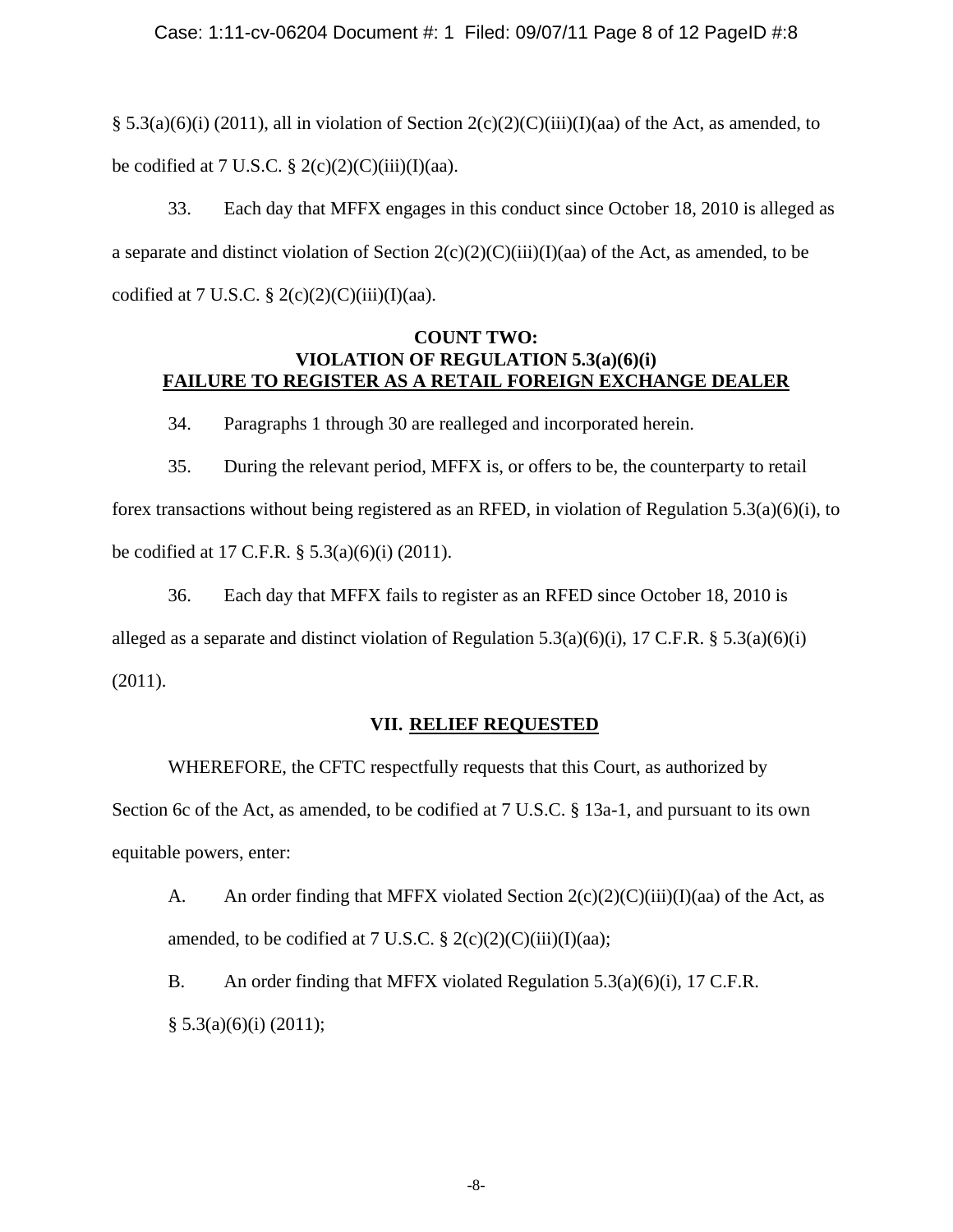§ 5.3(a)(6)(i) (2011), all in violation of Section 2(c)(2)(C)(iii)(I)(aa) of the Act, as amended, to be codified at 7 U.S.C. § 2(c)(2)(C)(iii)(I)(aa).

33. Each day that MFFX engages in this conduct since October 18, 2010 is alleged as a separate and distinct violation of Section 2(c)(2)(C)(iii)(I)(aa) of the Act, as amended, to be codified at 7 U.S.C. § 2(c)(2)(C)(iii)(I)(aa).

**COUNT TWO:**
**VIOLATION OF REGULATION 5.3(a)(6)(i)**
**FAILURE TO REGISTER AS A RETAIL FOREIGN EXCHANGE DEALER**

34. Paragraphs 1 through 30 are realleged and incorporated herein.

35. During the relevant period, MFFX is, or offers to be, the counterparty to retail forex transactions without being registered as an RFED, in violation of Regulation 5.3(a)(6)(i), to be codified at 17 C.F.R. § 5.3(a)(6)(i) (2011).

36. Each day that MFFX fails to register as an RFED since October 18, 2010 is alleged as a separate and distinct violation of Regulation 5.3(a)(6)(i), 17 C.F.R. § 5.3(a)(6)(i) (2011).

## VII. RELIEF REQUESTED

WHEREFORE, the CFTC respectfully requests that this Court, as authorized by Section 6c of the Act, as amended, to be codified at 7 U.S.C. § 13a-1, and pursuant to its own equitable powers, enter:

A. An order finding that MFFX violated Section 2(c)(2)(C)(iii)(I)(aa) of the Act, as amended, to be codified at 7 U.S.C. § 2(c)(2)(C)(iii)(I)(aa);

B. An order finding that MFFX violated Regulation 5.3(a)(6)(i), 17 C.F.R. § 5.3(a)(6)(i) (2011);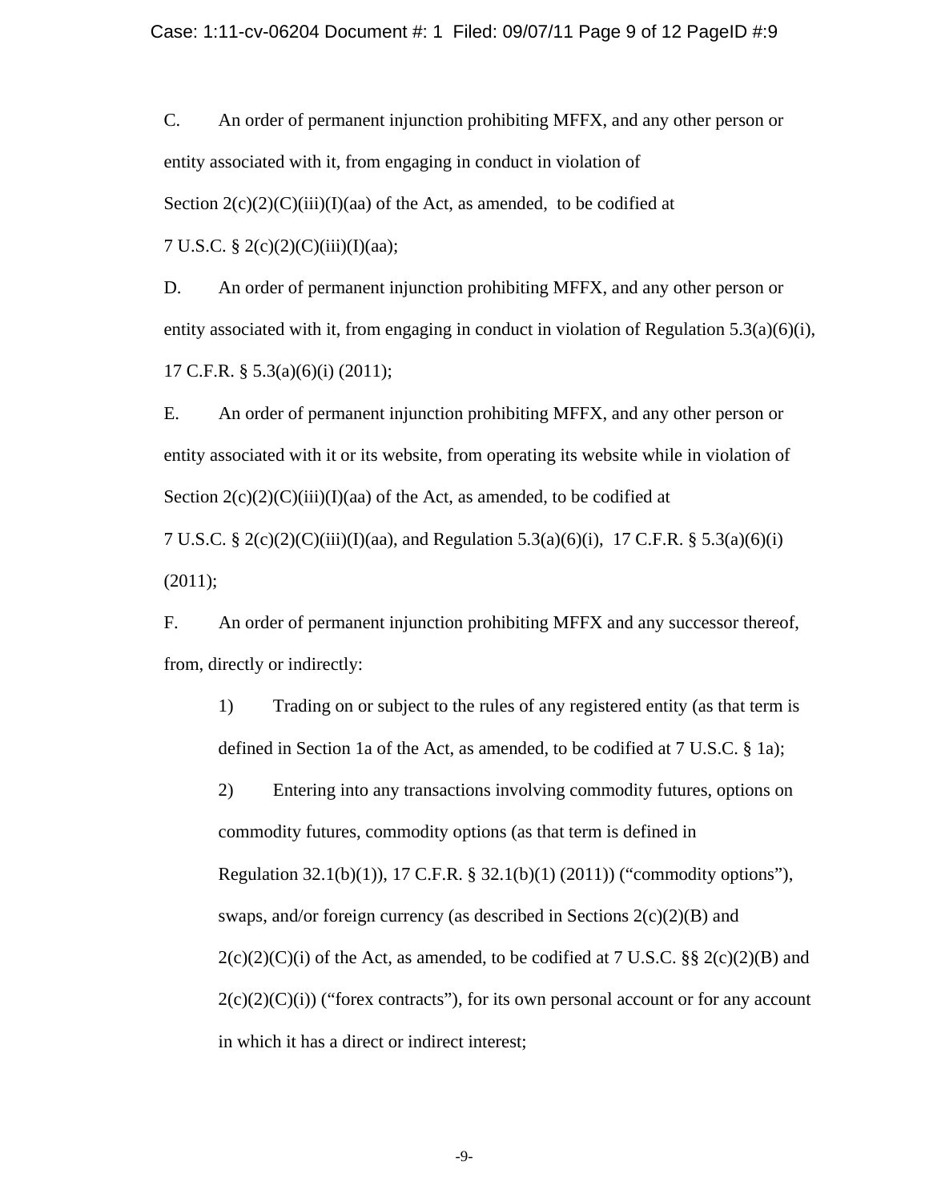C. An order of permanent injunction prohibiting MFFX, and any other person or entity associated with it, from engaging in conduct in violation of Section 2(c)(2)(C)(iii)(I)(aa) of the Act, as amended, to be codified at 7 U.S.C. § 2(c)(2)(C)(iii)(I)(aa);

D. An order of permanent injunction prohibiting MFFX, and any other person or entity associated with it, from engaging in conduct in violation of Regulation 5.3(a)(6)(i), 17 C.F.R. § 5.3(a)(6)(i) (2011);

E. An order of permanent injunction prohibiting MFFX, and any other person or entity associated with it or its website, from operating its website while in violation of Section 2(c)(2)(C)(iii)(I)(aa) of the Act, as amended, to be codified at 7 U.S.C. § 2(c)(2)(C)(iii)(I)(aa), and Regulation 5.3(a)(6)(i), 17 C.F.R. § 5.3(a)(6)(i) (2011);

F. An order of permanent injunction prohibiting MFFX and any successor thereof, from, directly or indirectly:

1) Trading on or subject to the rules of any registered entity (as that term is defined in Section 1a of the Act, as amended, to be codified at 7 U.S.C. § 1a);

2) Entering into any transactions involving commodity futures, options on commodity futures, commodity options (as that term is defined in Regulation 32.1(b)(1)), 17 C.F.R. § 32.1(b)(1) (2011)) ("commodity options"), swaps, and/or foreign currency (as described in Sections 2(c)(2)(B) and 2(c)(2)(C)(i) of the Act, as amended, to be codified at 7 U.S.C. §§ 2(c)(2)(B) and 2(c)(2)(C)(i)) ("forex contracts"), for its own personal account or for any account in which it has a direct or indirect interest;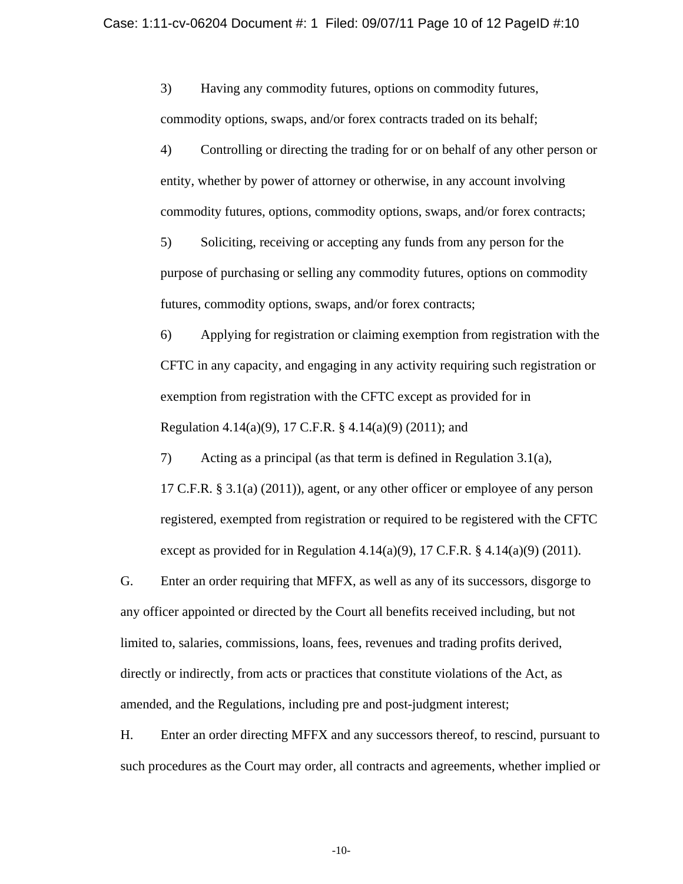3) Having any commodity futures, options on commodity futures, commodity options, swaps, and/or forex contracts traded on its behalf;

4) Controlling or directing the trading for or on behalf of any other person or entity, whether by power of attorney or otherwise, in any account involving commodity futures, options, commodity options, swaps, and/or forex contracts;

5) Soliciting, receiving or accepting any funds from any person for the purpose of purchasing or selling any commodity futures, options on commodity futures, commodity options, swaps, and/or forex contracts;

6) Applying for registration or claiming exemption from registration with the CFTC in any capacity, and engaging in any activity requiring such registration or exemption from registration with the CFTC except as provided for in Regulation 4.14(a)(9), 17 C.F.R. § 4.14(a)(9) (2011); and

7) Acting as a principal (as that term is defined in Regulation 3.1(a), 17 C.F.R. § 3.1(a) (2011)), agent, or any other officer or employee of any person registered, exempted from registration or required to be registered with the CFTC except as provided for in Regulation 4.14(a)(9), 17 C.F.R. § 4.14(a)(9) (2011).

G. Enter an order requiring that MFFX, as well as any of its successors, disgorge to any officer appointed or directed by the Court all benefits received including, but not limited to, salaries, commissions, loans, fees, revenues and trading profits derived, directly or indirectly, from acts or practices that constitute violations of the Act, as amended, and the Regulations, including pre and post-judgment interest;

H. Enter an order directing MFFX and any successors thereof, to rescind, pursuant to such procedures as the Court may order, all contracts and agreements, whether implied or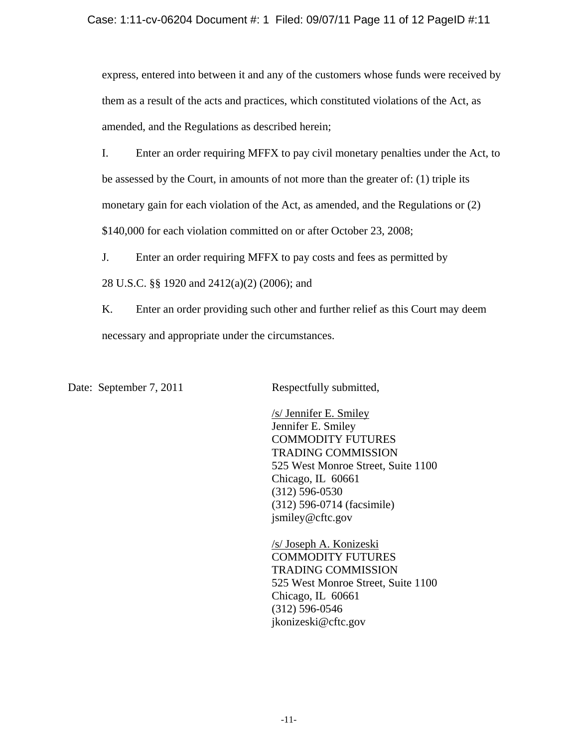express, entered into between it and any of the customers whose funds were received by them as a result of the acts and practices, which constituted violations of the Act, as amended, and the Regulations as described herein;

I. Enter an order requiring MFFX to pay civil monetary penalties under the Act, to be assessed by the Court, in amounts of not more than the greater of: (1) triple its monetary gain for each violation of the Act, as amended, and the Regulations or (2) $140,000 for each violation committed on or after October 23, 2008;

J. Enter an order requiring MFFX to pay costs and fees as permitted by 28 U.S.C. §§ 1920 and 2412(a)(2) (2006); and

K. Enter an order providing such other and further relief as this Court may deem necessary and appropriate under the circumstances.

Date: September 7, 2011

Respectfully submitted,

/s/ Jennifer E. Smiley
Jennifer E. Smiley
COMMODITY FUTURES
TRADING COMMISSION
525 West Monroe Street, Suite 1100
Chicago, IL 60661
(312) 596-0530
(312) 596-0714 (facsimile)
jsmiley@cftc.gov

/s/ Joseph A. Konizeski
COMMODITY FUTURES
TRADING COMMISSION
525 West Monroe Street, Suite 1100
Chicago, IL 60661
(312) 596-0546
jkonizeski@cftc.gov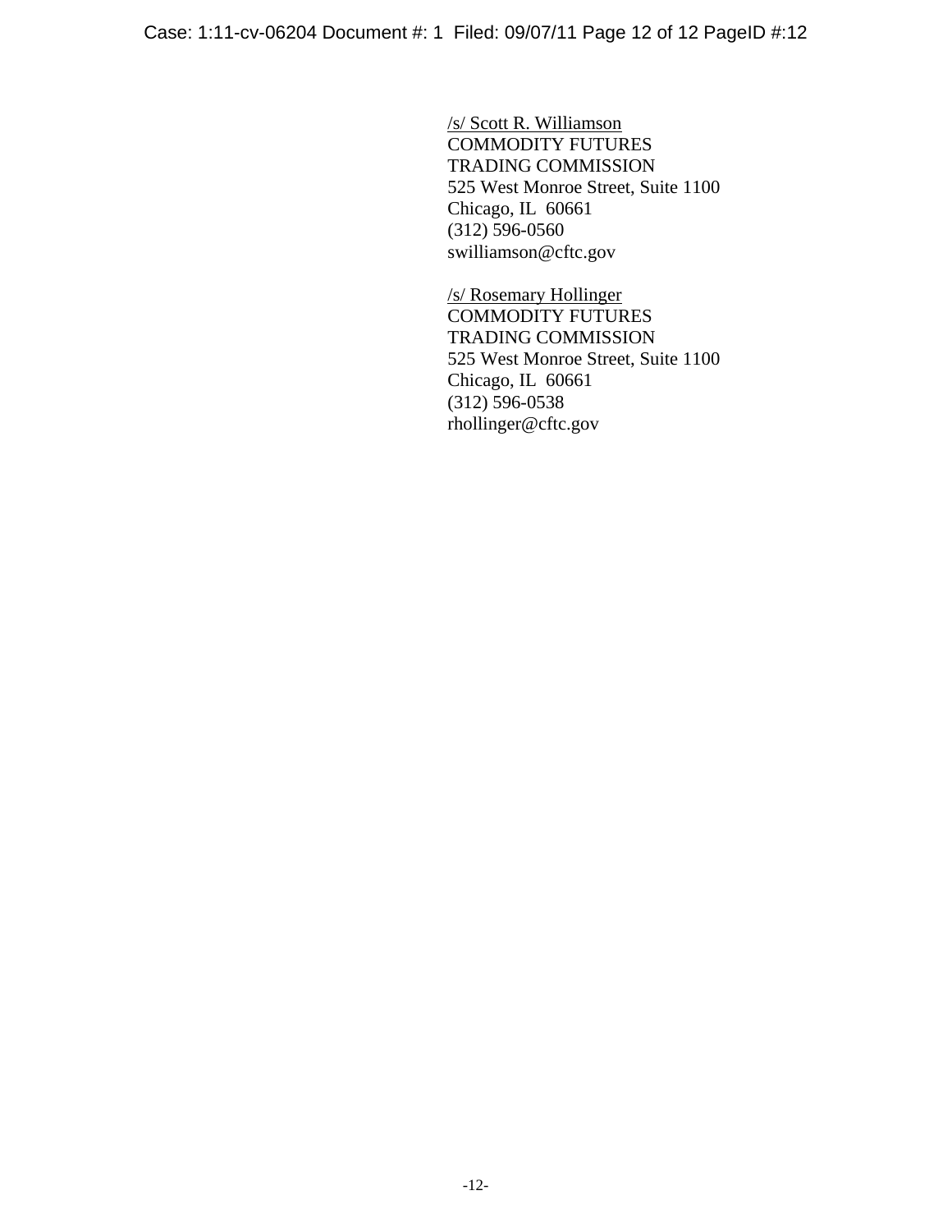/s/ Scott R. Williamson
COMMODITY FUTURES
TRADING COMMISSION
525 West Monroe Street, Suite 1100
Chicago, IL 60661
(312) 596-0560
swilliamson@cftc.gov

/s/ Rosemary Hollinger
COMMODITY FUTURES
TRADING COMMISSION
525 West Monroe Street, Suite 1100
Chicago, IL 60661
(312) 596-0538
rhollinger@cftc.gov